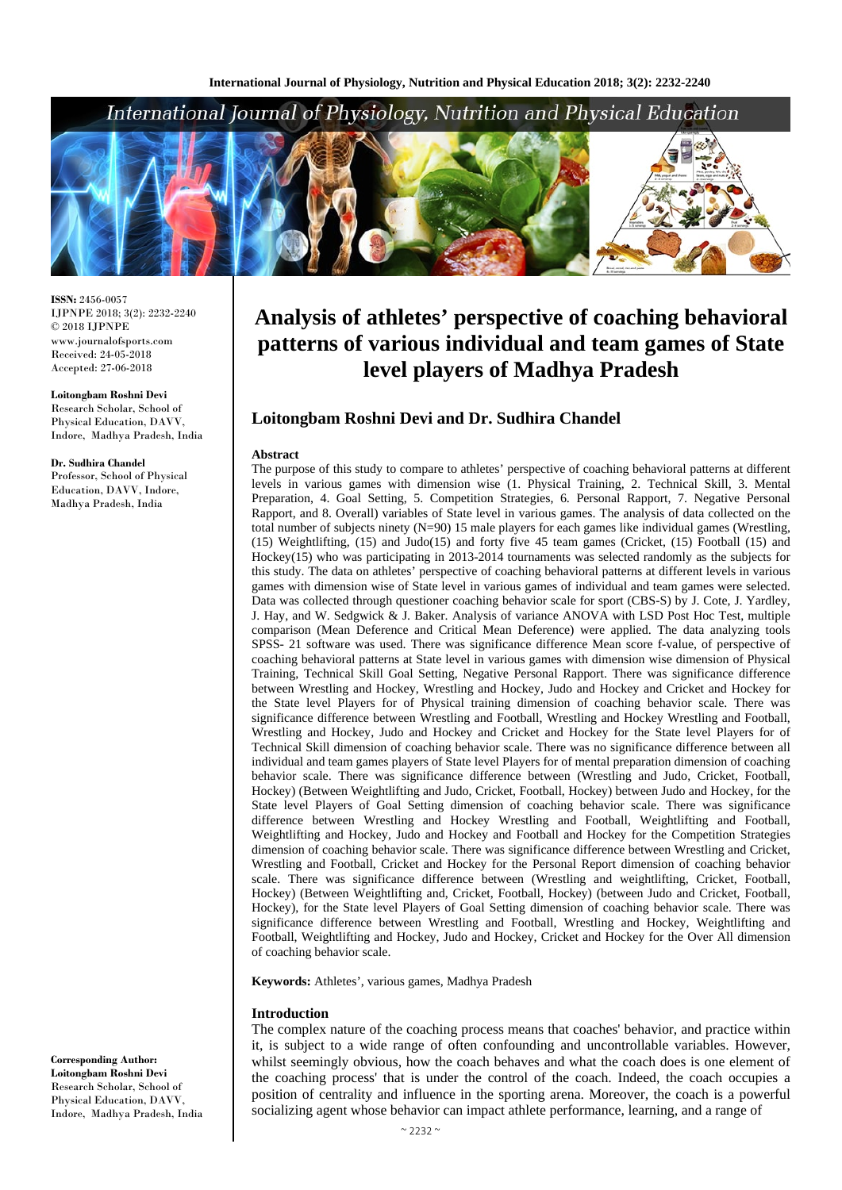ISSN: 2456-0057
IJPNPE 2018; 3(2): 2232-2240
© 2018 IJPNPE
www.journalofsports.com
Received: 24-05-2018
Accepted: 27-06-2018

**Loitongbam Roshni Devi**
Research Scholar, School of Physical Education, DAVV, Indore, Madhya Pradesh, India

**Dr. Sudhira Chandel**
Professor, School of Physical Education, DAVV, Indore, Madhya Pradesh, India

**Corresponding Author:**
**Loitongbam Roshni Devi**
Research Scholar, School of Physical Education, DAVV, Indore, Madhya Pradesh, India

# Analysis of athletes' perspective of coaching behavioral patterns of various individual and team games of State level players of Madhya Pradesh

## Loitongbam Roshni Devi and Dr. Sudhira Chandel

### Abstract

The purpose of this study to compare to athletes' perspective of coaching behavioral patterns at different levels in various games with dimension wise (1. Physical Training, 2. Technical Skill, 3. Mental Preparation, 4. Goal Setting, 5. Competition Strategies, 6. Personal Rapport, 7. Negative Personal Rapport, and 8. Overall) variables of State level in various games. The analysis of data collected on the total number of subjects ninety (N=90) 15 male players for each games like individual games (Wrestling, (15) Weightlifting, (15) and Judo(15) and forty five 45 team games (Cricket, (15) Football (15) and Hockey(15) who was participating in 2013-2014 tournaments was selected randomly as the subjects for this study. The data on athletes' perspective of coaching behavioral patterns at different levels in various games with dimension wise of State level in various games of individual and team games were selected. Data was collected through questioner coaching behavior scale for sport (CBS-S) by J. Cote, J. Yardley, J. Hay, and W. Sedgwick & J. Baker. Analysis of variance ANOVA with LSD Post Hoc Test, multiple comparison (Mean Deference and Critical Mean Deference) were applied. The data analyzing tools SPSS- 21 software was used. There was significance difference Mean score f-value, of perspective of coaching behavioral patterns at State level in various games with dimension wise dimension of Physical Training, Technical Skill Goal Setting, Negative Personal Rapport. There was significance difference between Wrestling and Hockey, Wrestling and Hockey, Judo and Hockey and Cricket and Hockey for the State level Players for of Physical training dimension of coaching behavior scale. There was significance difference between Wrestling and Football, Wrestling and Hockey Wrestling and Football, Wrestling and Hockey, Judo and Hockey and Cricket and Hockey for the State level Players for of Technical Skill dimension of coaching behavior scale. There was no significance difference between all individual and team games players of State level Players for of mental preparation dimension of coaching behavior scale. There was significance difference between (Wrestling and Judo, Cricket, Football, Hockey) (Between Weightlifting and Judo, Cricket, Football, Hockey) between Judo and Hockey, for the State level Players of Goal Setting dimension of coaching behavior scale. There was significance difference between Wrestling and Hockey Wrestling and Football, Weightlifting and Football, Weightlifting and Hockey, Judo and Hockey and Football and Hockey for the Competition Strategies dimension of coaching behavior scale. There was significance difference between Wrestling and Cricket, Wrestling and Football, Cricket and Hockey for the Personal Report dimension of coaching behavior scale. There was significance difference between (Wrestling and weightlifting, Cricket, Football, Hockey) (Between Weightlifting and, Cricket, Football, Hockey) (between Judo and Cricket, Football, Hockey), for the State level Players of Goal Setting dimension of coaching behavior scale. There was significance difference between Wrestling and Football, Wrestling and Hockey, Weightlifting and Football, Weightlifting and Hockey, Judo and Hockey, Cricket and Hockey for the Over All dimension of coaching behavior scale.

**Keywords:** Athletes', various games, Madhya Pradesh

### Introduction

The complex nature of the coaching process means that coaches' behavior, and practice within it, is subject to a wide range of often confounding and uncontrollable variables. However, whilst seemingly obvious, how the coach behaves and what the coach does is one element of the coaching process' that is under the control of the coach. Indeed, the coach occupies a position of centrality and influence in the sporting arena. Moreover, the coach is a powerful socializing agent whose behavior can impact athlete performance, learning, and a range of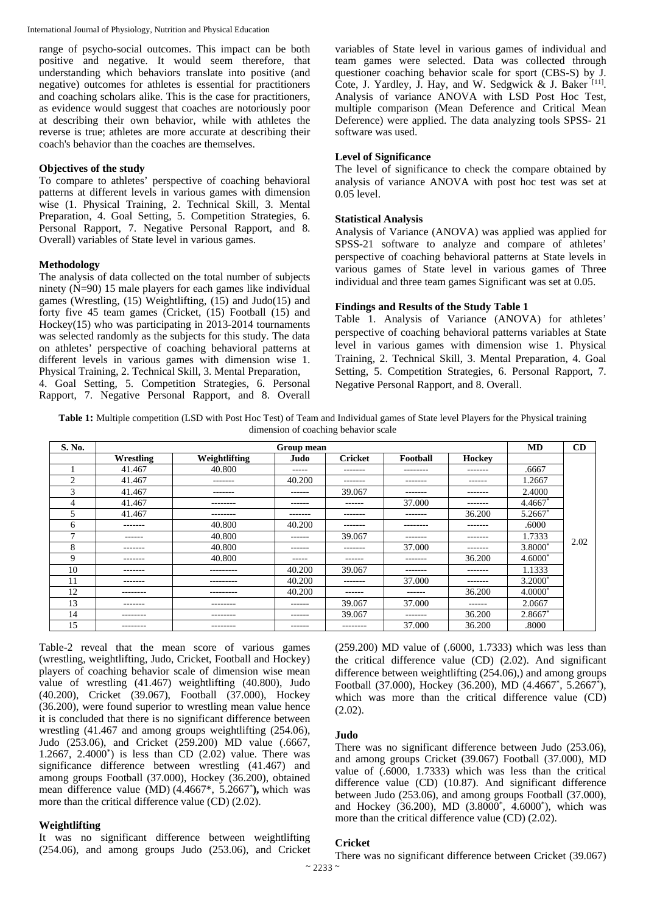range of psycho-social outcomes. This impact can be both positive and negative. It would seem therefore, that understanding which behaviors translate into positive (and negative) outcomes for athletes is essential for practitioners and coaching scholars alike. This is the case for practitioners, as evidence would suggest that coaches are notoriously poor at describing their own behavior, while with athletes the reverse is true; athletes are more accurate at describing their coach's behavior than the coaches are themselves.

### Objectives of the study

To compare to athletes' perspective of coaching behavioral patterns at different levels in various games with dimension wise (1. Physical Training, 2. Technical Skill, 3. Mental Preparation, 4. Goal Setting, 5. Competition Strategies, 6. Personal Rapport, 7. Negative Personal Rapport, and 8. Overall) variables of State level in various games.

### Methodology

The analysis of data collected on the total number of subjects ninety (N=90) 15 male players for each games like individual games (Wrestling, (15) Weightlifting, (15) and Judo(15) and forty five 45 team games (Cricket, (15) Football (15) and Hockey(15) who was participating in 2013-2014 tournaments was selected randomly as the subjects for this study. The data on athletes' perspective of coaching behavioral patterns at different levels in various games with dimension wise 1. Physical Training, 2. Technical Skill, 3. Mental Preparation, 4. Goal Setting, 5. Competition Strategies, 6. Personal Rapport, 7. Negative Personal Rapport, and 8. Overall variables of State level in various games of individual and team games were selected. Data was collected through questioner coaching behavior scale for sport (CBS-S) by J. Cote, J. Yardley, J. Hay, and W. Sedgwick & J. Baker [11]. Analysis of variance ANOVA with LSD Post Hoc Test, multiple comparison (Mean Deference and Critical Mean Deference) were applied. The data analyzing tools SPSS- 21 software was used.

### Level of Significance

The level of significance to check the compare obtained by analysis of variance ANOVA with post hoc test was set at 0.05 level.

### Statistical Analysis

Analysis of Variance (ANOVA) was applied was applied for SPSS-21 software to analyze and compare of athletes' perspective of coaching behavioral patterns at State levels in various games of State level in various games of Three individual and three team games Significant was set at 0.05.

### Findings and Results of the Study Table 1

Table 1. Analysis of Variance (ANOVA) for athletes' perspective of coaching behavioral patterns variables at State level in various games with dimension wise 1. Physical Training, 2. Technical Skill, 3. Mental Preparation, 4. Goal Setting, 5. Competition Strategies, 6. Personal Rapport, 7. Negative Personal Rapport, and 8. Overall.

**Table 1:** Multiple competition (LSD with Post Hoc Test) of Team and Individual games of State level Players for the Physical training dimension of coaching behavior scale

| S. No. | Group mean | | | | | | MD | CD |
|---|---|---|---|---|---|---|---|---|
| | Wrestling | Weightlifting | Judo | Cricket | Football | Hockey | | |
| 1 | 41.467 | 40.800 | ----- | ------- | -------- | ------- | .6667 | 2.02 |
| 2 | 41.467 | ------- | 40.200 | ------- | ------- | ------ | 1.2667 | |
| 3 | 41.467 | ------- | ------ | 39.067 | ------- | ------- | 2.4000 | |
| 4 | 41.467 | -------- | ------ | ------ | 37.000 | ------- | 4.4667* | |
| 5 | 41.467 | -------- | ------- | ------- | ------- | 36.200 | 5.2667* | |
| 6 | ------- | 40.800 | 40.200 | ------- | -------- | ------- | .6000 | |
| 7 | ------ | 40.800 | ------ | 39.067 | ------- | ------- | 1.7333 | |
| 8 | ------- | 40.800 | ------ | ------- | 37.000 | ------- | 3.8000* | |
| 9 | ------- | 40.800 | ----- | ------ | ------- | 36.200 | 4.6000* | |
| 10 | ------- | --------- | 40.200 | 39.067 | ------- | ------- | 1.1333 | |
| 11 | ------- | --------- | 40.200 | ------- | 37.000 | ------- | 3.2000* | |
| 12 | -------- | --------- | 40.200 | ------ | ------ | 36.200 | 4.0000* | |
| 13 | ------- | -------- | ------ | 39.067 | 37.000 | ------ | 2.0667 | |
| 14 | -------- | -------- | ------ | 39.067 | ------- | 36.200 | 2.8667* | |
| 15 | -------- | -------- | ------ | -------- | 37.000 | 36.200 | .8000 | |

Table-2 reveal that the mean score of various games (wrestling, weightlifting, Judo, Cricket, Football and Hockey) players of coaching behavior scale of dimension wise mean value of wrestling (41.467) weightlifting (40.800), Judo (40.200), Cricket (39.067), Football (37.000), Hockey (36.200), were found superior to wrestling mean value hence it is concluded that there is no significant difference between wrestling (41.467 and among groups weightlifting (254.06), Judo (253.06), and Cricket (259.200) MD value (.6667, 1.2667, 2.4000*) is less than CD (2.02) value. There was significance difference between wrestling (41.467) and among groups Football (37.000), Hockey (36.200), obtained mean difference value (MD) (4.4667*, 5.2667***),** which was more than the critical difference value (CD) (2.02).

### Weightlifting

It was no significant difference between weightlifting (254.06), and among groups Judo (253.06), and Cricket (259.200) MD value of (.6000, 1.7333) which was less than the critical difference value (CD) (2.02). And significant difference between weightlifting (254.06),) and among groups Football (37.000), Hockey (36.200), MD (4.4667*, 5.2667*), which was more than the critical difference value (CD) (2.02).

### Judo

There was no significant difference between Judo (253.06), and among groups Cricket (39.067) Football (37.000), MD value of (.6000, 1.7333) which was less than the critical difference value (CD) (10.87). And significant difference between Judo (253.06), and among groups Football (37.000), and Hockey (36.200), MD (3.8000*, 4.6000*), which was more than the critical difference value (CD) (2.02).

### Cricket

There was no significant difference between Cricket (39.067)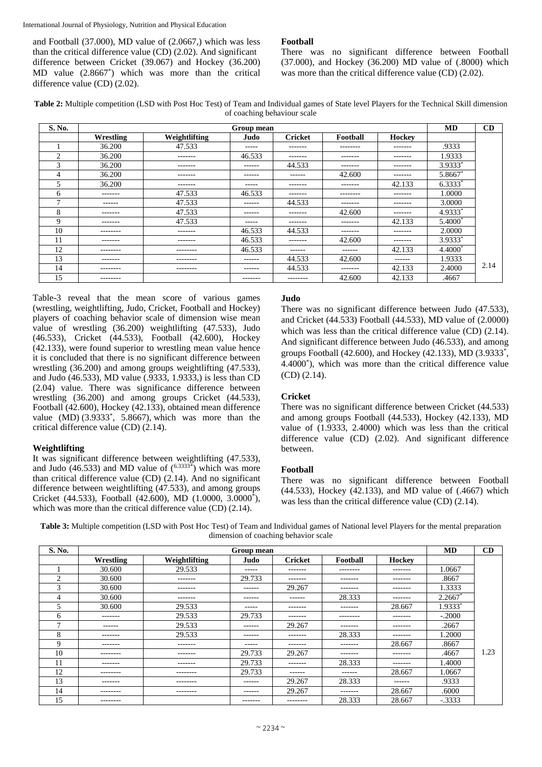and Football (37.000), MD value of (2.0667,) which was less than the critical difference value (CD) (2.02). And significant difference between Cricket (39.067) and Hockey (36.200) MD value (2.8667*) which was more than the critical difference value (CD) (2.02).

**Football**

There was no significant difference between Football (37.000), and Hockey (36.200) MD value of (.8000) which was more than the critical difference value (CD) (2.02).

**Table 2:** Multiple competition (LSD with Post Hoc Test) of Team and Individual games of State level Players for the Technical Skill dimension of coaching behaviour scale

| S. No. | Group mean | | | | | | MD | CD |
|---|---|---|---|---|---|---|---|---|
| | Wrestling | Weightlifting | Judo | Cricket | Football | Hockey | | |
| 1 | 36.200 | 47.533 | ----- | ------- | -------- | ------- | .9333 | |
| 2 | 36.200 | ------- | 46.533 | ------- | ------- | ------- | 1.9333 | |
| 3 | 36.200 | ------- | ------ | 44.533 | ------- | ------- | 3.9333* | |
| 4 | 36.200 | ------- | ------ | ------ | 42.600 | ------- | 5.8667* | |
| 5 | 36.200 | ------- | ----- | ------- | ------- | 42.133 | 6.3333* | |
| 6 | ------- | 47.533 | 46.533 | ------- | -------- | ------- | 1.0000 | |
| 7 | ------ | 47.533 | ------ | 44.533 | ------- | ------- | 3.0000 | |
| 8 | ------- | 47.533 | ------ | ------- | 42.600 | ------- | 4.9333* | |
| 9 | ------- | 47.533 | ----- | ------- | ------- | 42.133 | 5.4000* | |
| 10 | -------- | ------- | 46.533 | 44.533 | ------- | ------- | 2.0000 | |
| 11 | ------- | ------- | 46.533 | ------- | 42.600 | ------- | 3.9333* | |
| 12 | -------- | -------- | 46.533 | ------ | ------ | 42.133 | 4.4000* | |
| 13 | ------- | -------- | ------ | 44.533 | 42.600 | ------ | 1.9333 | |
| 14 | -------- | -------- | ------ | 44.533 | ------- | 42.133 | 2.4000 | 2.14 |
| 15 | -------- | | ------- | -------- | 42.600 | 42.133 | .4667 | |

Table-3 reveal that the mean score of various games (wrestling, weightlifting, Judo, Cricket, Football and Hockey) players of coaching behavior scale of dimension wise mean value of wrestling (36.200) weightlifting (47.533), Judo (46.533), Cricket (44.533), Football (42.600), Hockey (42.133), were found superior to wrestling mean value hence it is concluded that there is no significant difference between wrestling (36.200) and among groups weightlifting (47.533), and Judo (46.533), MD value (.9333, 1.9333,) is less than CD (2.04) value. There was significance difference between wrestling (36.200) and among groups Cricket (44.533), Football (42.600), Hockey (42.133), obtained mean difference value (MD) (3.9333*, 5.8667), which was more than the critical difference value (CD) (2.14).

**Weightlifting**

It was significant difference between weightlifting (47.533), and Judo (46.533) and MD value of (6.3333*) which was more than critical difference value (CD) (2.14). And no significant difference between weightlifting (47.533), and among groups Cricket (44.533), Football (42.600), MD (1.0000, 3.0000*), which was more than the critical difference value (CD) (2.14).

**Judo**

There was no significant difference between Judo (47.533), and Cricket (44.533) Football (44.533), MD value of (2.0000) which was less than the critical difference value (CD) (2.14). And significant difference between Judo (46.533), and among groups Football (42.600), and Hockey (42.133), MD (3.9333*, 4.4000*), which was more than the critical difference value (CD) (2.14).

**Cricket**

There was no significant difference between Cricket (44.533) and among groups Football (44.533), Hockey (42.133), MD value of (1.9333, 2.4000) which was less than the critical difference value (CD) (2.02). And significant difference between.

**Football**

There was no significant difference between Football (44.533), Hockey (42.133), and MD value of (.4667) which was less than the critical difference value (CD) (2.14).

**Table 3:** Multiple competition (LSD with Post Hoc Test) of Team and Individual games of National level Players for the mental preparation dimension of coaching behavior scale

| S. No. | Group mean | | | | | | MD | CD |
|---|---|---|---|---|---|---|---|---|
| | Wrestling | Weightlifting | Judo | Cricket | Football | Hockey | | |
| 1 | 30.600 | 29.533 | ----- | ------- | -------- | ------- | 1.0667 | |
| 2 | 30.600 | ------- | 29.733 | ------- | ------- | ------- | .8667 | |
| 3 | 30.600 | ------- | ------ | 29.267 | ------- | ------- | 1.3333 | |
| 4 | 30.600 | ------- | ------ | ------ | 28.333 | ------- | 2.2667* | |
| 5 | 30.600 | 29.533 | ----- | ------- | ------- | 28.667 | 1.9333* | |
| 6 | ------- | 29.533 | 29.733 | ------- | -------- | ------- | -.2000 | |
| 7 | ------ | 29.533 | ------ | 29.267 | ------- | ------- | .2667 | |
| 8 | ------- | 29.533 | ------ | ------- | 28.333 | ------- | 1.2000 | |
| 9 | ------- | ------- | ----- | ------- | ------- | 28.667 | .8667 | |
| 10 | -------- | ------- | 29.733 | 29.267 | ------- | ------- | .4667 | 1.23 |
| 11 | ------- | ------- | 29.733 | ------- | 28.333 | ------- | 1.4000 | |
| 12 | -------- | -------- | 29.733 | ------ | ------ | 28.667 | 1.0667 | |
| 13 | ------- | -------- | ------ | 29.267 | 28.333 | ------ | .9333 | |
| 14 | -------- | -------- | ------ | 29.267 | ------- | 28.667 | .6000 | |
| 15 | -------- | | ------- | -------- | 28.333 | 28.667 | -.3333 | |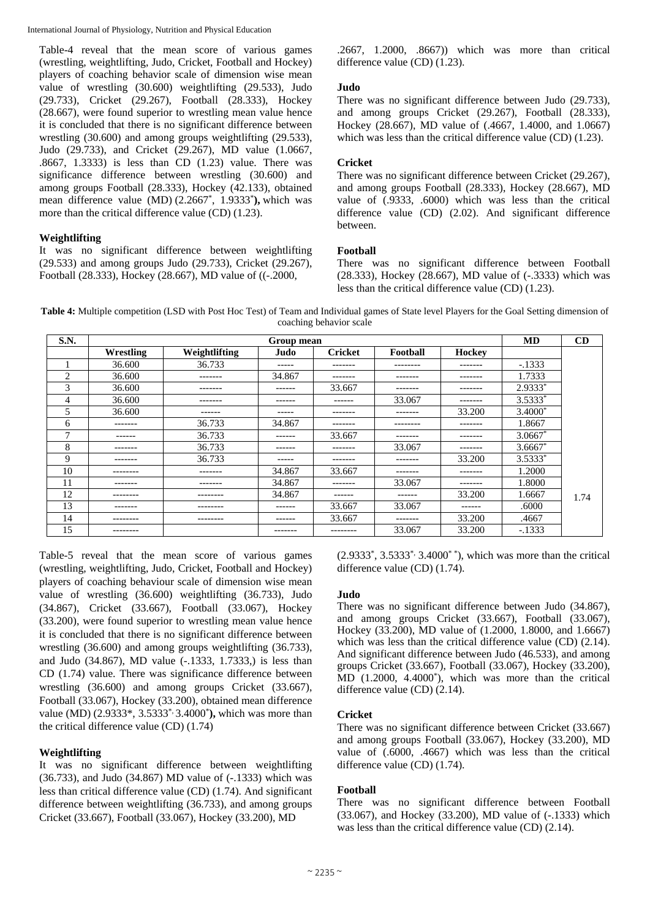Table-4 reveal that the mean score of various games (wrestling, weightlifting, Judo, Cricket, Football and Hockey) players of coaching behavior scale of dimension wise mean value of wrestling (30.600) weightlifting (29.533), Judo (29.733), Cricket (29.267), Football (28.333), Hockey (28.667), were found superior to wrestling mean value hence it is concluded that there is no significant difference between wrestling (30.600) and among groups weightlifting (29.533), Judo (29.733), and Cricket (29.267), MD value (1.0667, .8667, 1.3333) is less than CD (1.23) value. There was significance difference between wrestling (30.600) and among groups Football (28.333), Hockey (42.133), obtained mean difference value (MD) (2.2667*, 1.9333***),** which was more than the critical difference value (CD) (1.23).

**Weightlifting**

It was no significant difference between weightlifting (29.533) and among groups Judo (29.733), Cricket (29.267), Football (28.333), Hockey (28.667), MD value of ((-.2000, .2667, 1.2000, .8667)) which was more than critical difference value (CD) (1.23).

**Judo**

There was no significant difference between Judo (29.733), and among groups Cricket (29.267), Football (28.333), Hockey (28.667), MD value of (.4667, 1.4000, and 1.0667) which was less than the critical difference value (CD) (1.23).

**Cricket**

There was no significant difference between Cricket (29.267), and among groups Football (28.333), Hockey (28.667), MD value of (.9333, .6000) which was less than the critical difference value (CD) (2.02). And significant difference between.

**Football**

There was no significant difference between Football (28.333), Hockey (28.667), MD value of (-.3333) which was less than the critical difference value (CD) (1.23).

**Table 4:** Multiple competition (LSD with Post Hoc Test) of Team and Individual games of State level Players for the Goal Setting dimension of coaching behavior scale

| S.N. | Group mean | | | | | | MD | CD |
|---|---|---|---|---|---|---|---|---|
| | Wrestling | Weightlifting | Judo | Cricket | Football | Hockey | | |
| 1 | 36.600 | 36.733 | ----- | ------- | -------- | ------- | -.1333 | |
| 2 | 36.600 | ------- | 34.867 | ------- | ------- | ------- | 1.7333 | |
| 3 | 36.600 | ------- | ------ | 33.667 | ------- | ------- | 2.9333* | |
| 4 | 36.600 | ------- | ------ | ------ | 33.067 | ------- | 3.5333* | |
| 5 | 36.600 | ------ | ----- | ------- | ------- | 33.200 | 3.4000* | |
| 6 | ------- | 36.733 | 34.867 | ------- | -------- | ------- | 1.8667 | |
| 7 | ------ | 36.733 | ------ | 33.667 | ------- | ------- | 3.0667* | |
| 8 | ------- | 36.733 | ------ | ------- | 33.067 | ------- | 3.6667* | |
| 9 | ------- | 36.733 | ----- | ------- | ------- | 33.200 | 3.5333* | |
| 10 | -------- | ------- | 34.867 | 33.667 | ------- | ------- | 1.2000 | |
| 11 | ------- | ------- | 34.867 | ------- | 33.067 | ------- | 1.8000 | |
| 12 | -------- | -------- | 34.867 | ------ | ------ | 33.200 | 1.6667 | 1.74 |
| 13 | ------- | -------- | ------ | 33.667 | 33.067 | ------ | .6000 | |
| 14 | -------- | -------- | ------ | 33.667 | ------- | 33.200 | .4667 | |
| 15 | -------- | | ------- | -------- | 33.067 | 33.200 | -.1333 | |

Table-5 reveal that the mean score of various games (wrestling, weightlifting, Judo, Cricket, Football and Hockey) players of coaching behaviour scale of dimension wise mean value of wrestling (36.600) weightlifting (36.733), Judo (34.867), Cricket (33.667), Football (33.067), Hockey (33.200), were found superior to wrestling mean value hence it is concluded that there is no significant difference between wrestling (36.600) and among groups weightlifting (36.733), and Judo (34.867), MD value (-.1333, 1.7333,) is less than CD (1.74) value. There was significance difference between wrestling (36.600) and among groups Cricket (33.667), Football (33.067), Hockey (33.200), obtained mean difference value (MD) (2.9333*, 3.5333*, 3.4000***),** which was more than the critical difference value (CD) (1.74)

**Weightlifting**

It was no significant difference between weightlifting (36.733), and Judo (34.867) MD value of (-.1333) which was less than critical difference value (CD) (1.74). And significant difference between weightlifting (36.733), and among groups Cricket (33.667), Football (33.067), Hockey (33.200), MD (2.9333*, 3.5333*, 3.4000**), which was more than the critical difference value (CD) (1.74).

**Judo**

There was no significant difference between Judo (34.867), and among groups Cricket (33.667), Football (33.067), Hockey (33.200), MD value of (1.2000, 1.8000, and 1.6667) which was less than the critical difference value (CD) (2.14). And significant difference between Judo (46.533), and among groups Cricket (33.667), Football (33.067), Hockey (33.200), MD (1.2000, 4.4000*), which was more than the critical difference value (CD) (2.14).

**Cricket**

There was no significant difference between Cricket (33.667) and among groups Football (33.067), Hockey (33.200), MD value of (.6000, .4667) which was less than the critical difference value (CD) (1.74).

**Football**

There was no significant difference between Football (33.067), and Hockey (33.200), MD value of (-.1333) which was less than the critical difference value (CD) (2.14).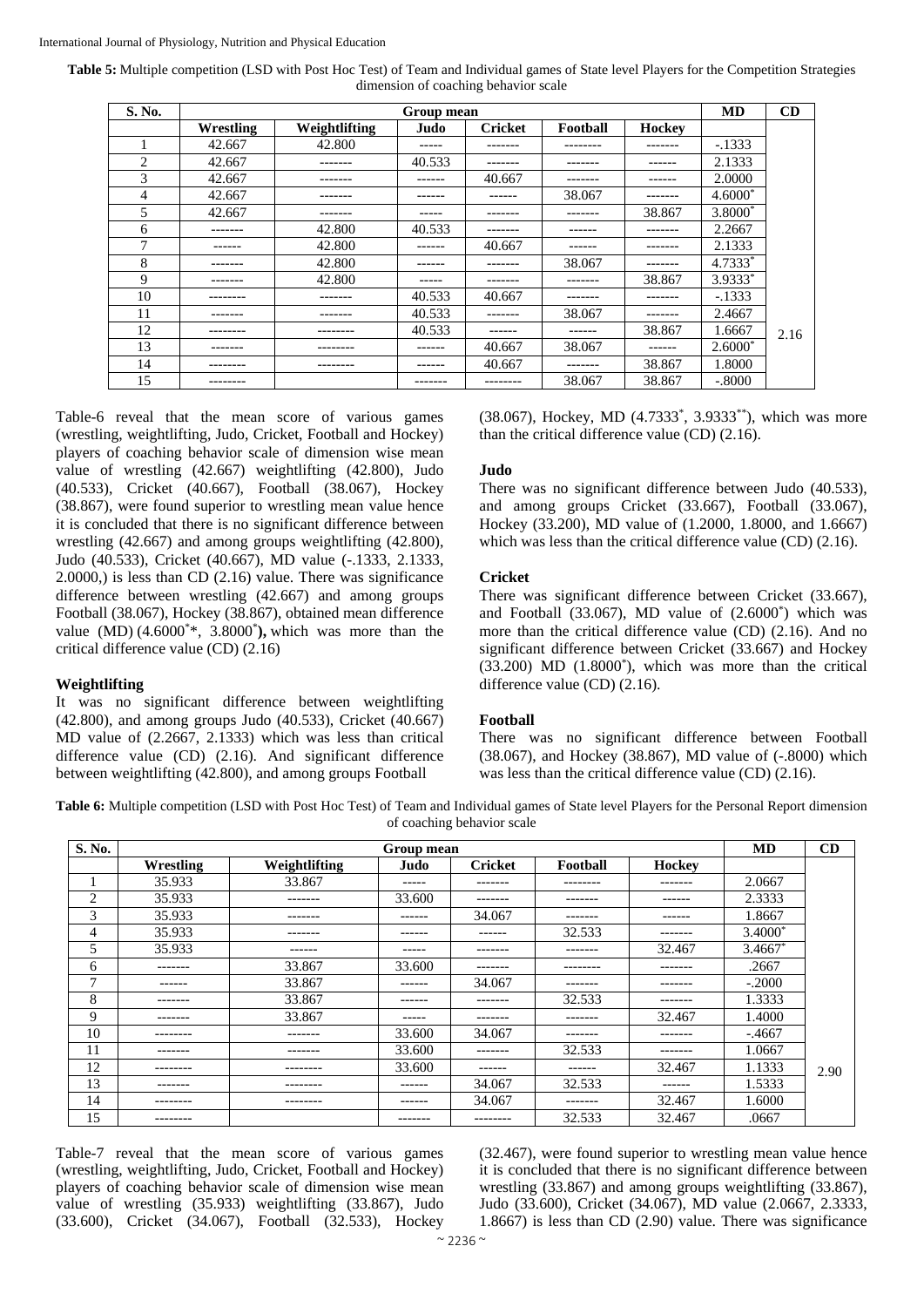**Table 5:** Multiple competition (LSD with Post Hoc Test) of Team and Individual games of State level Players for the Competition Strategies dimension of coaching behavior scale

| S. No. | Group mean | | | | | | MD | CD |
|---|---|---|---|---|---|---|---|---|
| | Wrestling | Weightlifting | Judo | Cricket | Football | Hockey | | |
| 1 | 42.667 | 42.800 | ----- | ------- | -------- | ------- | -.1333 | |
| 2 | 42.667 | ------- | 40.533 | ------- | ------- | ------ | 2.1333 | |
| 3 | 42.667 | ------- | ------ | 40.667 | ------- | ------ | 2.0000 | |
| 4 | 42.667 | ------- | ------ | ------ | 38.067 | ------- | 4.6000* | |
| 5 | 42.667 | ------- | ----- | ------- | ------- | 38.867 | 3.8000* | |
| 6 | ------- | 42.800 | 40.533 | ------- | ------ | ------- | 2.2667 | |
| 7 | ------ | 42.800 | ------ | 40.667 | ------ | ------- | 2.1333 | |
| 8 | ------- | 42.800 | ------ | ------- | 38.067 | ------- | 4.7333* | |
| 9 | ------- | 42.800 | ----- | ------- | ------- | 38.867 | 3.9333* | |
| 10 | -------- | ------- | 40.533 | 40.667 | ------- | ------- | -.1333 | |
| 11 | ------- | ------- | 40.533 | ------- | 38.067 | ------- | 2.4667 | |
| 12 | -------- | -------- | 40.533 | ------ | ------ | 38.867 | 1.6667 | 2.16 |
| 13 | ------- | -------- | ------ | 40.667 | 38.067 | ------ | 2.6000* | |
| 14 | -------- | -------- | ------ | 40.667 | ------- | 38.867 | 1.8000 | |
| 15 | -------- | | ------- | -------- | 38.067 | 38.867 | -.8000 | |

Table-6 reveal that the mean score of various games (wrestling, weightlifting, Judo, Cricket, Football and Hockey) players of coaching behavior scale of dimension wise mean value of wrestling (42.667) weightlifting (42.800), Judo (40.533), Cricket (40.667), Football (38.067), Hockey (38.867), were found superior to wrestling mean value hence it is concluded that there is no significant difference between wrestling (42.667) and among groups weightlifting (42.800), Judo (40.533), Cricket (40.667), MD value (-.1333, 2.1333, 2.0000,) is less than CD (2.16) value. There was significance difference between wrestling (42.667) and among groups Football (38.067), Hockey (38.867), obtained mean difference value (MD) (4.6000**, 3.8000*), which was more than the critical difference value (CD) (2.16)

#### Weightlifting

It was no significant difference between weightlifting (42.800), and among groups Judo (40.533), Cricket (40.667) MD value of (2.2667, 2.1333) which was less than critical difference value (CD) (2.16). And significant difference between weightlifting (42.800), and among groups Football (38.067), Hockey, MD (4.7333*, 3.9333**), which was more than the critical difference value (CD) (2.16).

#### Judo

There was no significant difference between Judo (40.533), and among groups Cricket (33.667), Football (33.067), Hockey (33.200), MD value of (1.2000, 1.8000, and 1.6667) which was less than the critical difference value (CD) (2.16).

#### Cricket

There was significant difference between Cricket (33.667), and Football (33.067), MD value of (2.6000*) which was more than the critical difference value (CD) (2.16). And no significant difference between Cricket (33.667) and Hockey (33.200) MD (1.8000*), which was more than the critical difference value (CD) (2.16).

#### Football

There was no significant difference between Football (38.067), and Hockey (38.867), MD value of (-.8000) which was less than the critical difference value (CD) (2.16).

**Table 6:** Multiple competition (LSD with Post Hoc Test) of Team and Individual games of State level Players for the Personal Report dimension of coaching behavior scale

| S. No. | Group mean | | | | | | MD | CD |
|---|---|---|---|---|---|---|---|---|
| | Wrestling | Weightlifting | Judo | Cricket | Football | Hockey | | |
| 1 | 35.933 | 33.867 | ----- | ------- | -------- | ------- | 2.0667 | |
| 2 | 35.933 | ------- | 33.600 | ------- | ------- | ------ | 2.3333 | |
| 3 | 35.933 | ------- | ------ | 34.067 | ------- | ------ | 1.8667 | |
| 4 | 35.933 | ------- | ------ | ------ | 32.533 | ------- | 3.4000* | |
| 5 | 35.933 | ------ | ----- | ------- | ------- | 32.467 | 3.4667* | |
| 6 | ------- | 33.867 | 33.600 | ------- | -------- | ------- | .2667 | |
| 7 | ------ | 33.867 | ------ | 34.067 | ------- | ------- | -.2000 | |
| 8 | ------- | 33.867 | ------ | ------- | 32.533 | ------- | 1.3333 | |
| 9 | ------- | 33.867 | ----- | ------- | ------- | 32.467 | 1.4000 | |
| 10 | -------- | ------- | 33.600 | 34.067 | ------- | ------- | -.4667 | |
| 11 | ------- | ------- | 33.600 | ------- | 32.533 | ------- | 1.0667 | |
| 12 | -------- | -------- | 33.600 | ------ | ------ | 32.467 | 1.1333 | 2.90 |
| 13 | ------- | -------- | ------ | 34.067 | 32.533 | ------ | 1.5333 | |
| 14 | -------- | -------- | ------ | 34.067 | ------- | 32.467 | 1.6000 | |
| 15 | -------- | | ------- | -------- | 32.533 | 32.467 | .0667 | |

Table-7 reveal that the mean score of various games (wrestling, weightlifting, Judo, Cricket, Football and Hockey) players of coaching behavior scale of dimension wise mean value of wrestling (35.933) weightlifting (33.867), Judo (33.600), Cricket (34.067), Football (32.533), Hockey (32.467), were found superior to wrestling mean value hence it is concluded that there is no significant difference between wrestling (33.867) and among groups weightlifting (33.867), Judo (33.600), Cricket (34.067), MD value (2.0667, 2.3333, 1.8667) is less than CD (2.90) value. There was significance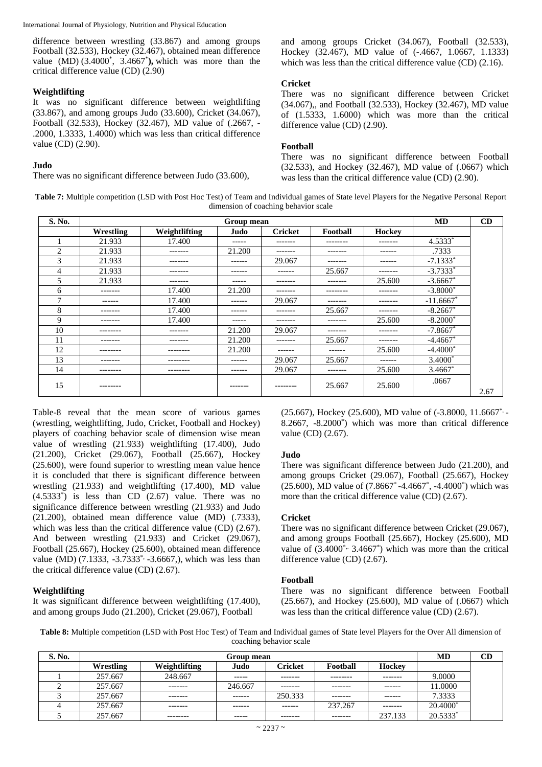difference between wrestling (33.867) and among groups Football (32.533), Hockey (32.467), obtained mean difference value (MD) (3.4000*, 3.4667*), which was more than the critical difference value (CD) (2.90)

### Weightlifting

It was no significant difference between weightlifting (33.867), and among groups Judo (33.600), Cricket (34.067), Football (32.533), Hockey (32.467), MD value of (.2667, -.2000, 1.3333, 1.4000) which was less than critical difference value (CD) (2.90).

### Judo

There was no significant difference between Judo (33.600), and among groups Cricket (34.067), Football (32.533), Hockey (32.467), MD value of (-.4667, 1.0667, 1.1333) which was less than the critical difference value (CD) (2.16).

### Cricket

There was no significant difference between Cricket (34.067), Football (32.533), Hockey (32.467), MD value of (1.5333, 1.6000) which was more than the critical difference value (CD) (2.90).

### Football

There was no significant difference between Football (32.533), and Hockey (32.467), MD value of (.0667) which was less than the critical difference value (CD) (2.90).

**Table 7:** Multiple competition (LSD with Post Hoc Test) of Team and Individual games of State level Players for the Negative Personal Report dimension of coaching behavior scale

| S. No. | Group mean | | | | | | MD | CD |
|---|---|---|---|---|---|---|---|---|
| | Wrestling | Weightlifting | Judo | Cricket | Football | Hockey | | |
| 1 | 21.933 | 17.400 | ----- | ------- | -------- | ------- | 4.5333* | |
| 2 | 21.933 | ------- | 21.200 | ------- | ------- | ------ | .7333 | |
| 3 | 21.933 | ------- | ------ | 29.067 | ------- | ------ | -7.1333* | |
| 4 | 21.933 | ------- | ------ | ------ | 25.667 | ------- | -3.7333* | |
| 5 | 21.933 | ------- | ----- | ------- | ------- | 25.600 | -3.6667* | |
| 6 | ------- | 17.400 | 21.200 | ------- | -------- | ------- | -3.8000* | |
| 7 | ------ | 17.400 | ------ | 29.067 | ------- | ------- | -11.6667* | |
| 8 | ------- | 17.400 | ------ | ------- | 25.667 | ------- | -8.2667* | |
| 9 | ------- | 17.400 | ----- | ------- | ------- | 25.600 | -8.2000* | |
| 10 | -------- | ------- | 21.200 | 29.067 | ------- | ------- | -7.8667* | |
| 11 | ------- | ------- | 21.200 | ------- | 25.667 | ------- | -4.4667* | |
| 12 | -------- | -------- | 21.200 | ------ | ------ | 25.600 | -4.4000* | |
| 13 | ------- | -------- | ------ | 29.067 | 25.667 | ------ | 3.4000* | |
| 14 | -------- | -------- | ------ | 29.067 | ------- | 25.600 | 3.4667* | |
| 15 | -------- | | ------- | -------- | 25.667 | 25.600 | .0667 | 2.67 |

Table-8 reveal that the mean score of various games (wrestling, weightlifting, Judo, Cricket, Football and Hockey) players of coaching behavior scale of dimension wise mean value of wrestling (21.933) weightlifting (17.400), Judo (21.200), Cricket (29.067), Football (25.667), Hockey (25.600), were found superior to wrestling mean value hence it is concluded that there is significant difference between wrestling (21.933) and weightlifting (17.400), MD value (4.5333*) is less than CD (2.67) value. There was no significance difference between wrestling (21.933) and Judo (21.200), obtained mean difference value (MD) (.7333), which was less than the critical difference value (CD) (2.67). And between wrestling (21.933) and Cricket (29.067), Football (25.667), Hockey (25.600), obtained mean difference value (MD) (7.1333, -3.7333*, -3.6667,), which was less than the critical difference value (CD) (2.67).

### Weightlifting

It was significant difference between weightlifting (17.400), and among groups Judo (21.200), Cricket (29.067), Football (25.667), Hockey (25.600), MD value of (-3.8000, 11.6667*, -8.2667, -8.2000*) which was more than critical difference value (CD) (2.67).

### Judo

There was significant difference between Judo (21.200), and among groups Cricket (29.067), Football (25.667), Hockey (25.600), MD value of (7.8667* -4.4667*, -4.4000*) which was more than the critical difference value (CD) (2.67).

### Cricket

There was no significant difference between Cricket (29.067), and among groups Football (25.667), Hockey (25.600), MD value of (3.4000*, 3.4667*) which was more than the critical difference value (CD) (2.67).

### Football

There was no significant difference between Football (25.667), and Hockey (25.600), MD value of (.0667) which was less than the critical difference value (CD) (2.67).

**Table 8:** Multiple competition (LSD with Post Hoc Test) of Team and Individual games of State level Players for the Over All dimension of coaching behavior scale

| S. No. | Group mean | | | | | | MD | CD |
|---|---|---|---|---|---|---|---|---|
| | Wrestling | Weightlifting | Judo | Cricket | Football | Hockey | | |
| 1 | 257.667 | 248.667 | ----- | ------- | -------- | ------- | 9.0000 | |
| 2 | 257.667 | ------- | 246.667 | ------- | ------- | ------ | 11.0000 | |
| 3 | 257.667 | ------- | ------ | 250.333 | ------- | ------ | 7.3333 | |
| 4 | 257.667 | ------- | ------ | ------ | 237.267 | ------- | 20.4000* | |
| 5 | 257.667 | -------- | ----- | ------- | ------- | 237.133 | 20.5333* | |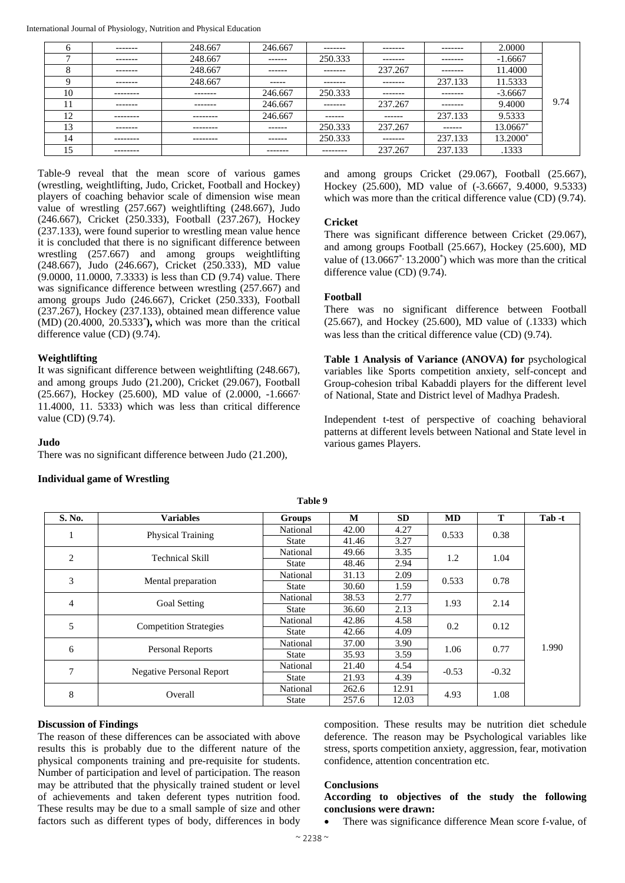| 6 | ------- | 248.667 | 246.667 | ------- | ------- | ------- | 2.0000 | |
|---|---|---|---|---|---|---|---|---|
| 7 | ------- | 248.667 | ------ | 250.333 | ------- | ------- | -1.6667 | |
| 8 | ------- | 248.667 | ------ | ------- | 237.267 | ------- | 11.4000 | |
| 9 | ------- | 248.667 | ----- | ------- | ------- | 237.133 | 11.5333 | |
| 10 | -------- | ------- | 246.667 | 250.333 | ------- | ------- | -3.6667 | |
| 11 | ------- | ------- | 246.667 | ------- | 237.267 | ------- | 9.4000 | 9.74 |
| 12 | -------- | -------- | 246.667 | ------ | ------ | 237.133 | 9.5333 | |
| 13 | ------- | -------- | ------ | 250.333 | 237.267 | ------ | 13.0667* | |
| 14 | -------- | -------- | ------ | 250.333 | ------- | 237.133 | 13.2000* | |
| 15 | -------- | | ------- | -------- | 237.267 | 237.133 | .1333 | |

Table-9 reveal that the mean score of various games (wrestling, weightlifting, Judo, Cricket, Football and Hockey) players of coaching behavior scale of dimension wise mean value of wrestling (257.667) weightlifting (248.667), Judo (246.667), Cricket (250.333), Football (237.267), Hockey (237.133), were found superior to wrestling mean value hence it is concluded that there is no significant difference between wrestling (257.667) and among groups weightlifting (248.667), Judo (246.667), Cricket (250.333), MD value (9.0000, 11.0000, 7.3333) is less than CD (9.74) value. There was significance difference between wrestling (257.667) and among groups Judo (246.667), Cricket (250.333), Football (237.267), Hockey (237.133), obtained mean difference value (MD) (20.4000, 20.5333*)**,** which was more than the critical difference value (CD) (9.74).

**Weightlifting**

It was significant difference between weightlifting (248.667), and among groups Judo (21.200), Cricket (29.067), Football (25.667), Hockey (25.600), MD value of (2.0000, -1.6667, 11.4000, 11. 5333) which was less than critical difference value (CD) (9.74).

**Judo**

There was no significant difference between Judo (21.200), and among groups Cricket (29.067), Football (25.667), Hockey (25.600), MD value of (-3.6667, 9.4000, 9.5333) which was more than the critical difference value (CD) (9.74).

**Cricket**

There was significant difference between Cricket (29.067), and among groups Football (25.667), Hockey (25.600), MD value of (13.0667*, 13.2000*) which was more than the critical difference value (CD) (9.74).

**Football**

There was no significant difference between Football (25.667), and Hockey (25.600), MD value of (.1333) which was less than the critical difference value (CD) (9.74).

**Table 1 Analysis of Variance (ANOVA) for** psychological variables like Sports competition anxiety, self-concept and Group-cohesion tribal Kabaddi players for the different level of National, State and District level of Madhya Pradesh.

Independent t-test of perspective of coaching behavioral patterns at different levels between National and State level in various games Players.

**Individual game of Wrestling**

**Table 9**

| S. No. | Variables | Groups | M | SD | MD | T | Tab -t |
|---|---|---|---|---|---|---|---|
| 1 | Physical Training | National | 42.00 | 4.27 | 0.533 | 0.38 | 1.990 |
| | | State | 41.46 | 3.27 | | | |
| 2 | Technical Skill | National | 49.66 | 3.35 | 1.2 | 1.04 | |
| | | State | 48.46 | 2.94 | | | |
| 3 | Mental preparation | National | 31.13 | 2.09 | 0.533 | 0.78 | |
| | | State | 30.60 | 1.59 | | | |
| 4 | Goal Setting | National | 38.53 | 2.77 | 1.93 | 2.14 | |
| | | State | 36.60 | 2.13 | | | |
| 5 | Competition Strategies | National | 42.86 | 4.58 | 0.2 | 0.12 | |
| | | State | 42.66 | 4.09 | | | |
| 6 | Personal Reports | National | 37.00 | 3.90 | 1.06 | 0.77 | |
| | | State | 35.93 | 3.59 | | | |
| 7 | Negative Personal Report | National | 21.40 | 4.54 | -0.53 | -0.32 | |
| | | State | 21.93 | 4.39 | | | |
| 8 | Overall | National | 262.6 | 12.91 | 4.93 | 1.08 | |
| | | State | 257.6 | 12.03 | | | |

**Discussion of Findings**

The reason of these differences can be associated with above results this is probably due to the different nature of the physical components training and pre-requisite for students. Number of participation and level of participation. The reason may be attributed that the physically trained student or level of achievements and taken deferent types nutrition food. These results may be due to a small sample of size and other factors such as different types of body, differences in body composition. These results may be nutrition diet schedule deference. The reason may be Psychological variables like stress, sports competition anxiety, aggression, fear, motivation confidence, attention concentration etc.

**Conclusions**

**According to objectives of the study the following conclusions were drawn:**

- There was significance difference Mean score f-value, of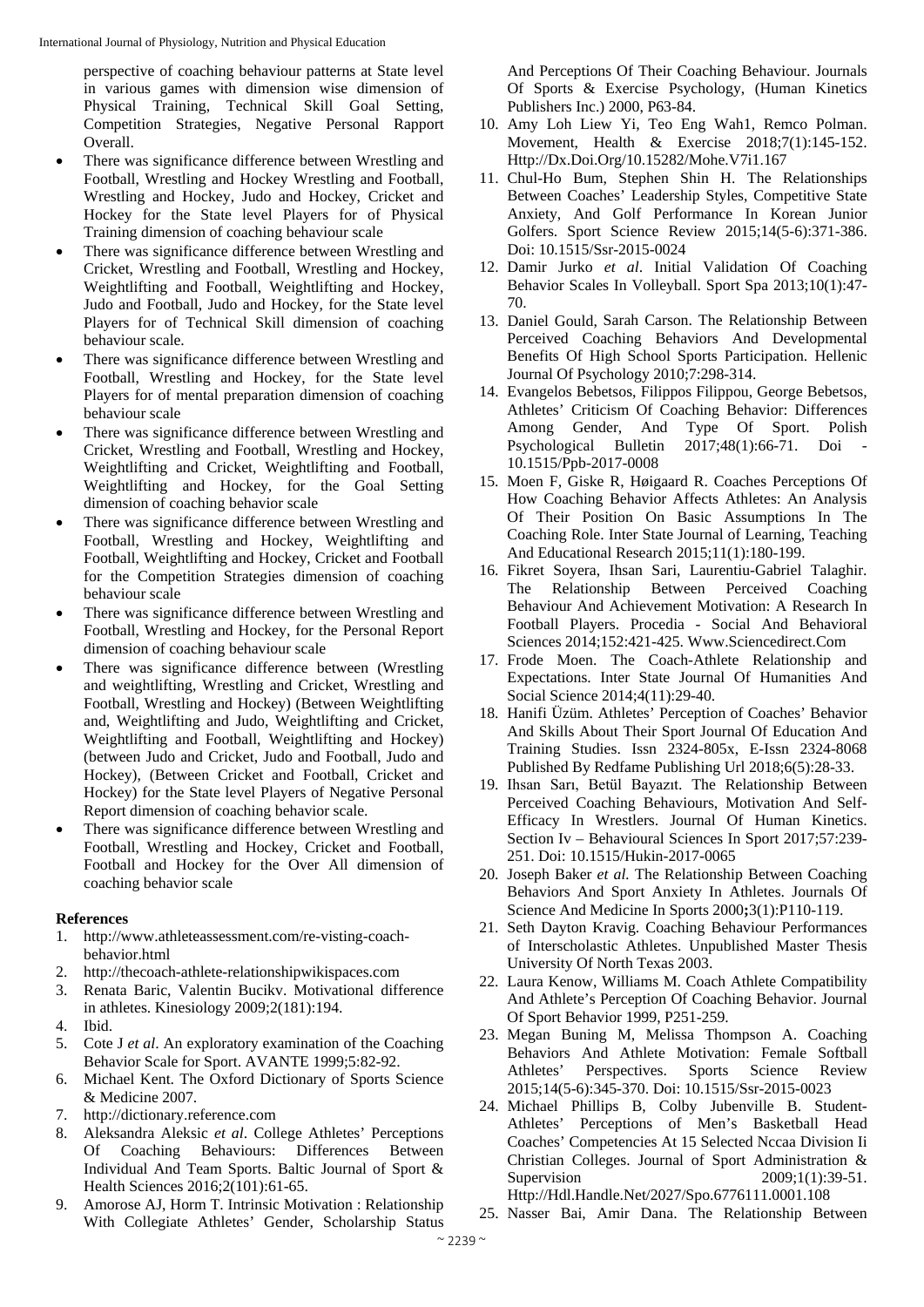perspective of coaching behaviour patterns at State level in various games with dimension wise dimension of Physical Training, Technical Skill Goal Setting, Competition Strategies, Negative Personal Rapport Overall.

- There was significance difference between Wrestling and Football, Wrestling and Hockey Wrestling and Football, Wrestling and Hockey, Judo and Hockey, Cricket and Hockey for the State level Players for of Physical Training dimension of coaching behaviour scale
- There was significance difference between Wrestling and Cricket, Wrestling and Football, Wrestling and Hockey, Weightlifting and Football, Weightlifting and Hockey, Judo and Football, Judo and Hockey, for the State level Players for of Technical Skill dimension of coaching behaviour scale.
- There was significance difference between Wrestling and Football, Wrestling and Hockey, for the State level Players for of mental preparation dimension of coaching behaviour scale
- There was significance difference between Wrestling and Cricket, Wrestling and Football, Wrestling and Hockey, Weightlifting and Cricket, Weightlifting and Football, Weightlifting and Hockey, for the Goal Setting dimension of coaching behavior scale
- There was significance difference between Wrestling and Football, Wrestling and Hockey, Weightlifting and Football, Weightlifting and Hockey, Cricket and Football for the Competition Strategies dimension of coaching behaviour scale
- There was significance difference between Wrestling and Football, Wrestling and Hockey, for the Personal Report dimension of coaching behaviour scale
- There was significance difference between (Wrestling and weightlifting, Wrestling and Cricket, Wrestling and Football, Wrestling and Hockey) (Between Weightlifting and, Weightlifting and Judo, Weightlifting and Cricket, Weightlifting and Football, Weightlifting and Hockey) (between Judo and Cricket, Judo and Football, Judo and Hockey), (Between Cricket and Football, Cricket and Hockey) for the State level Players of Negative Personal Report dimension of coaching behavior scale.
- There was significance difference between Wrestling and Football, Wrestling and Hockey, Cricket and Football, Football and Hockey for the Over All dimension of coaching behavior scale

## References

1. http://www.athleteassessment.com/re-visting-coach-behavior.html
2. http://thecoach-athlete-relationshipwikispaces.com
3. Renata Baric, Valentin Bucikv. Motivational difference in athletes. Kinesiology 2009;2(181):194.
4. Ibid.
5. Cote J *et al*. An exploratory examination of the Coaching Behavior Scale for Sport. AVANTE 1999;5:82-92.
6. Michael Kent. The Oxford Dictionary of Sports Science & Medicine 2007.
7. http://dictionary.reference.com
8. Aleksandra Aleksic *et al*. College Athletes' Perceptions Of Coaching Behaviours: Differences Between Individual And Team Sports. Baltic Journal of Sport & Health Sciences 2016;2(101):61-65.
9. Amorose AJ, Horm T. Intrinsic Motivation : Relationship With Collegiate Athletes' Gender, Scholarship Status And Perceptions Of Their Coaching Behaviour. Journals Of Sports & Exercise Psychology, (Human Kinetics Publishers Inc.) 2000, P63-84.
10. Amy Loh Liew Yi, Teo Eng Wah1, Remco Polman. Movement, Health & Exercise 2018;7(1):145-152. Http://Dx.Doi.Org/10.15282/Mohe.V7i1.167
11. Chul-Ho Bum, Stephen Shin H. The Relationships Between Coaches' Leadership Styles, Competitive State Anxiety, And Golf Performance In Korean Junior Golfers. Sport Science Review 2015;14(5-6):371-386. Doi: 10.1515/Ssr-2015-0024
12. Damir Jurko *et al*. Initial Validation Of Coaching Behavior Scales In Volleyball. Sport Spa 2013;10(1):47-70.
13. Daniel Gould, Sarah Carson. The Relationship Between Perceived Coaching Behaviors And Developmental Benefits Of High School Sports Participation. Hellenic Journal Of Psychology 2010;7:298-314.
14. Evangelos Bebetsos, Filippos Filippou, George Bebetsos, Athletes' Criticism Of Coaching Behavior: Differences Among Gender, And Type Of Sport. Polish Psychological Bulletin 2017;48(1):66-71. Doi - 10.1515/Ppb-2017-0008
15. Moen F, Giske R, Høigaard R. Coaches Perceptions Of How Coaching Behavior Affects Athletes: An Analysis Of Their Position On Basic Assumptions In The Coaching Role. Inter State Journal of Learning, Teaching And Educational Research 2015;11(1):180-199.
16. Fikret Soyera, Ihsan Sari, Laurentiu-Gabriel Talaghir. The Relationship Between Perceived Coaching Behaviour And Achievement Motivation: A Research In Football Players. Procedia - Social And Behavioral Sciences 2014;152:421-425. Www.Sciencedirect.Com
17. Frode Moen. The Coach-Athlete Relationship and Expectations. Inter State Journal Of Humanities And Social Science 2014;4(11):29-40.
18. Hanifi Üzüm. Athletes' Perception of Coaches' Behavior And Skills About Their Sport Journal Of Education And Training Studies. Issn 2324-805x, E-Issn 2324-8068 Published By Redfame Publishing Url 2018;6(5):28-33.
19. Ihsan Sarı, Betül Bayazıt. The Relationship Between Perceived Coaching Behaviours, Motivation And Self-Efficacy In Wrestlers. Journal Of Human Kinetics. Section Iv – Behavioural Sciences In Sport 2017;57:239-251. Doi: 10.1515/Hukin-2017-0065
20. Joseph Baker *et al.* The Relationship Between Coaching Behaviors And Sport Anxiety In Athletes. Journals Of Science And Medicine In Sports 2000**;**3(1):P110-119.
21. Seth Dayton Kravig. Coaching Behaviour Performances of Interscholastic Athletes. Unpublished Master Thesis University Of North Texas 2003.
22. Laura Kenow, Williams M. Coach Athlete Compatibility And Athlete's Perception Of Coaching Behavior. Journal Of Sport Behavior 1999, P251-259.
23. Megan Buning M, Melissa Thompson A. Coaching Behaviors And Athlete Motivation: Female Softball Athletes' Perspectives. Sports Science Review 2015;14(5-6):345-370. Doi: 10.1515/Ssr-2015-0023
24. Michael Phillips B, Colby Jubenville B. Student-Athletes' Perceptions of Men's Basketball Head Coaches' Competencies At 15 Selected Nccaa Division Ii Christian Colleges. Journal of Sport Administration & Supervision 2009;1(1):39-51. Http://Hdl.Handle.Net/2027/Spo.6776111.0001.108
25. Nasser Bai, Amir Dana. The Relationship Between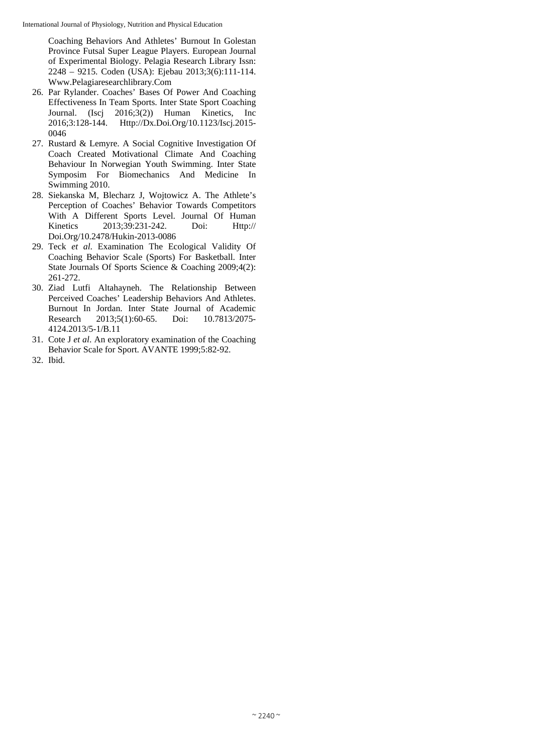Coaching Behaviors And Athletes' Burnout In Golestan Province Futsal Super League Players. European Journal of Experimental Biology. Pelagia Research Library Issn: 2248 – 9215. Coden (USA): Ejebau 2013;3(6):111-114. Www.Pelagiaresearchlibrary.Com

26. Par Rylander. Coaches' Bases Of Power And Coaching Effectiveness In Team Sports. Inter State Sport Coaching Journal. (Iscj 2016;3(2)) Human Kinetics, Inc 2016;3:128-144. Http://Dx.Doi.Org/10.1123/Iscj.2015-0046
27. Rustard & Lemyre. A Social Cognitive Investigation Of Coach Created Motivational Climate And Coaching Behaviour In Norwegian Youth Swimming. Inter State Symposim For Biomechanics And Medicine In Swimming 2010.
28. Siekanska M, Blecharz J, Wojtowicz A. The Athlete's Perception of Coaches' Behavior Towards Competitors With A Different Sports Level. Journal Of Human Kinetics 2013;39:231-242. Doi: Http:// Doi.Org/10.2478/Hukin-2013-0086
29. Teck *et al*. Examination The Ecological Validity Of Coaching Behavior Scale (Sports) For Basketball. Inter State Journals Of Sports Science & Coaching 2009;4(2): 261-272.
30. Ziad Lutfi Altahayneh. The Relationship Between Perceived Coaches' Leadership Behaviors And Athletes. Burnout In Jordan. Inter State Journal of Academic Research 2013;5(1):60-65. Doi: 10.7813/2075-4124.2013/5-1/B.11
31. Cote J *et al*. An exploratory examination of the Coaching Behavior Scale for Sport. AVANTE 1999;5:82-92.
32. Ibid.